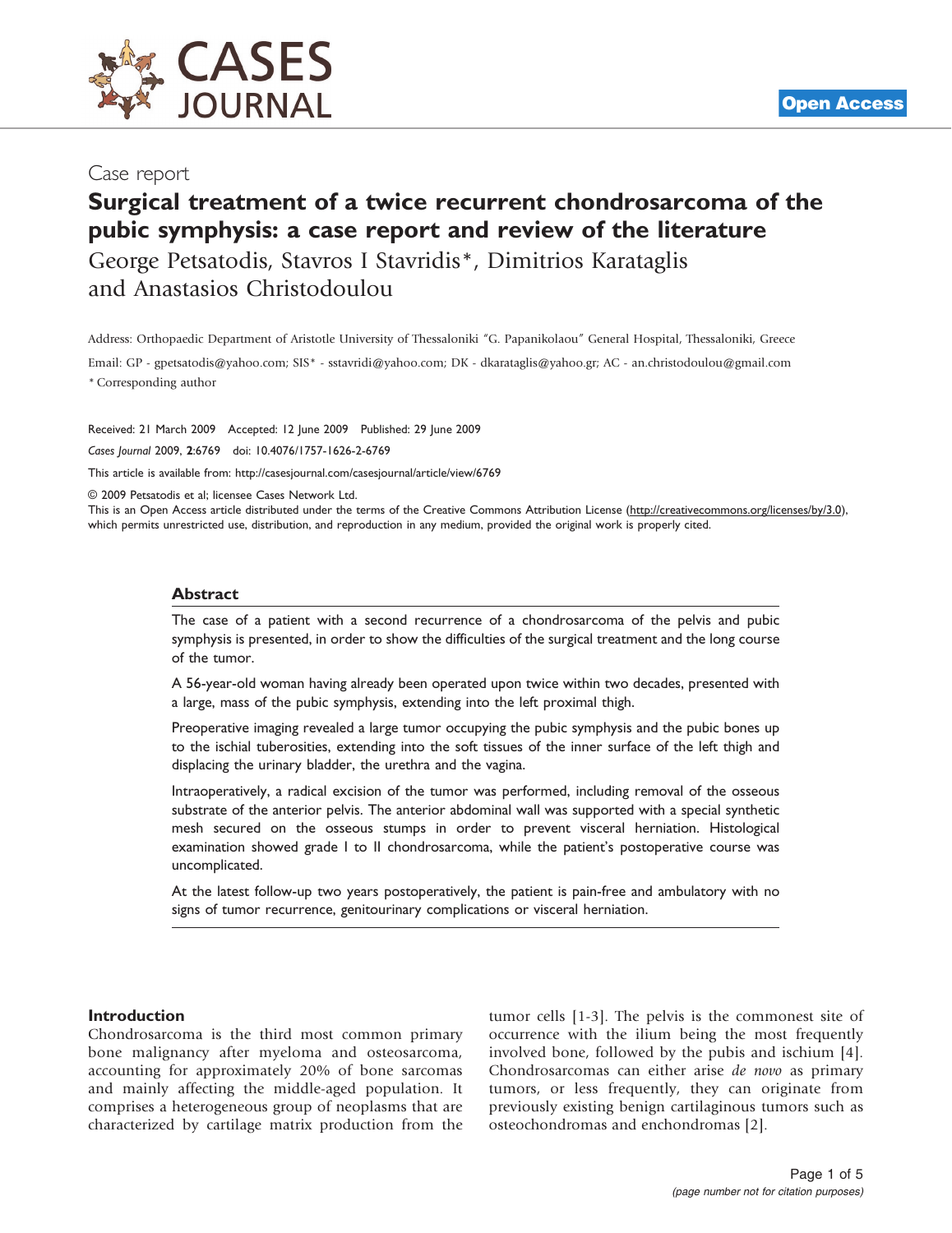Case report

# Surgical treatment of a twice recurrent chondrosarcoma of the pubic symphysis: a case report and review of the literature

George Petsatodis, Stavros I Stavridis*, Dimitrios Karataglis and Anastasios Christodoulou

Address: Orthopaedic Department of Aristotle University of Thessaloniki "G. Papanikolaou" General Hospital, Thessaloniki, Greece

Email: GP - gpetsatodis@yahoo.com; SIS* - sstavridi@yahoo.com; DK - dkarataglis@yahoo.gr; AC - an.christodoulou@gmail.com

* Corresponding author

Received: 21 March 2009 Accepted: 12 June 2009 Published: 29 June 2009

*Cases Journal* 2009, **2**:6769 doi: 10.4076/1757-1626-2-6769

This article is available from: http://casesjournal.com/casesjournal/article/view/6769

© 2009 Petsatodis et al; licensee Cases Network Ltd.

This is an Open Access article distributed under the terms of the Creative Commons Attribution License (http://creativecommons.org/licenses/by/3.0), which permits unrestricted use, distribution, and reproduction in any medium, provided the original work is properly cited.

## Abstract

The case of a patient with a second recurrence of a chondrosarcoma of the pelvis and pubic symphysis is presented, in order to show the difficulties of the surgical treatment and the long course of the tumor.

A 56-year-old woman having already been operated upon twice within two decades, presented with a large, mass of the pubic symphysis, extending into the left proximal thigh.

Preoperative imaging revealed a large tumor occupying the pubic symphysis and the pubic bones up to the ischial tuberosities, extending into the soft tissues of the inner surface of the left thigh and displacing the urinary bladder, the urethra and the vagina.

Intraoperatively, a radical excision of the tumor was performed, including removal of the osseous substrate of the anterior pelvis. The anterior abdominal wall was supported with a special synthetic mesh secured on the osseous stumps in order to prevent visceral herniation. Histological examination showed grade I to II chondrosarcoma, while the patient's postoperative course was uncomplicated.

At the latest follow-up two years postoperatively, the patient is pain-free and ambulatory with no signs of tumor recurrence, genitourinary complications or visceral herniation.

## Introduction

Chondrosarcoma is the third most common primary bone malignancy after myeloma and osteosarcoma, accounting for approximately 20% of bone sarcomas and mainly affecting the middle-aged population. It comprises a heterogeneous group of neoplasms that are characterized by cartilage matrix production from the tumor cells [1-3]. The pelvis is the commonest site of occurrence with the ilium being the most frequently involved bone, followed by the pubis and ischium [4]. Chondrosarcomas can either arise *de novo* as primary tumors, or less frequently, they can originate from previously existing benign cartilaginous tumors such as osteochondromas and enchondromas [2].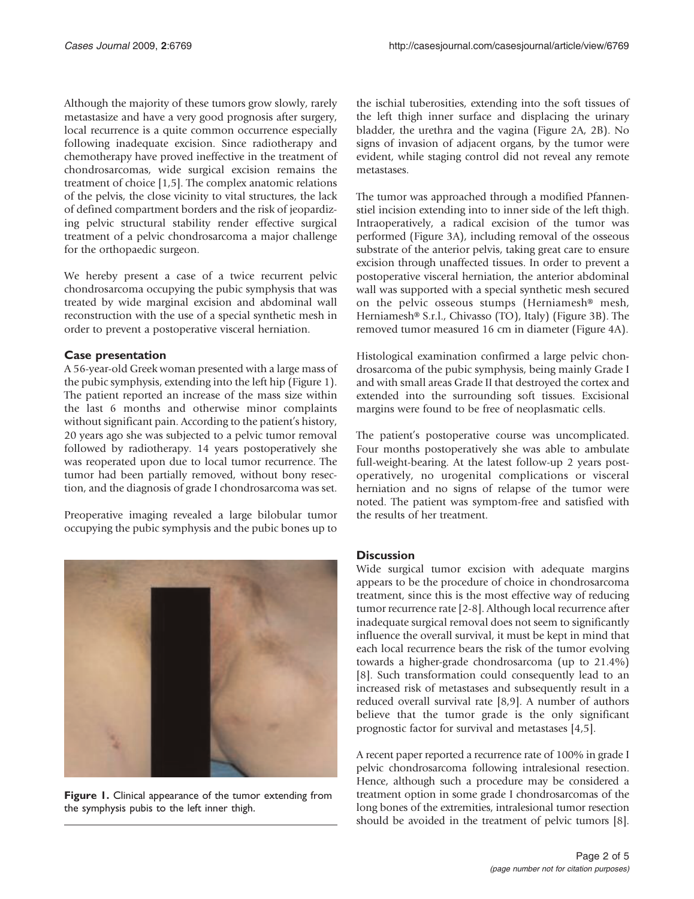Although the majority of these tumors grow slowly, rarely metastasize and have a very good prognosis after surgery, local recurrence is a quite common occurrence especially following inadequate excision. Since radiotherapy and chemotherapy have proved ineffective in the treatment of chondrosarcomas, wide surgical excision remains the treatment of choice [1,5]. The complex anatomic relations of the pelvis, the close vicinity to vital structures, the lack of defined compartment borders and the risk of jeopardizing pelvic structural stability render effective surgical treatment of a pelvic chondrosarcoma a major challenge for the orthopaedic surgeon.

We hereby present a case of a twice recurrent pelvic chondrosarcoma occupying the pubic symphysis that was treated by wide marginal excision and abdominal wall reconstruction with the use of a special synthetic mesh in order to prevent a postoperative visceral herniation.

## Case presentation

A 56-year-old Greek woman presented with a large mass of the pubic symphysis, extending into the left hip (Figure 1). The patient reported an increase of the mass size within the last 6 months and otherwise minor complaints without significant pain. According to the patient's history, 20 years ago she was subjected to a pelvic tumor removal followed by radiotherapy. 14 years postoperatively she was reoperated upon due to local tumor recurrence. The tumor had been partially removed, without bony resection, and the diagnosis of grade I chondrosarcoma was set.

Preoperative imaging revealed a large bilobular tumor occupying the pubic symphysis and the pubic bones up to the ischial tuberosities, extending into the soft tissues of the left thigh inner surface and displacing the urinary bladder, the urethra and the vagina (Figure 2A, 2B). No signs of invasion of adjacent organs, by the tumor were evident, while staging control did not reveal any remote metastases.

Figure 1. Clinical appearance of the tumor extending from the symphysis pubis to the left inner thigh.

The tumor was approached through a modified Pfannenstiel incision extending into to inner side of the left thigh. Intraoperatively, a radical excision of the tumor was performed (Figure 3A), including removal of the osseous substrate of the anterior pelvis, taking great care to ensure excision through unaffected tissues. In order to prevent a postoperative visceral herniation, the anterior abdominal wall was supported with a special synthetic mesh secured on the pelvic osseous stumps (Herniamesh® mesh, Herniamesh® S.r.l., Chivasso (TO), Italy) (Figure 3B). The removed tumor measured 16 cm in diameter (Figure 4A).

Histological examination confirmed a large pelvic chondrosarcoma of the pubic symphysis, being mainly Grade I and with small areas Grade II that destroyed the cortex and extended into the surrounding soft tissues. Excisional margins were found to be free of neoplasmatic cells.

The patient's postoperative course was uncomplicated. Four months postoperatively she was able to ambulate full-weight-bearing. At the latest follow-up 2 years postoperatively, no urogenital complications or visceral herniation and no signs of relapse of the tumor were noted. The patient was symptom-free and satisfied with the results of her treatment.

## Discussion

Wide surgical tumor excision with adequate margins appears to be the procedure of choice in chondrosarcoma treatment, since this is the most effective way of reducing tumor recurrence rate [2-8]. Although local recurrence after inadequate surgical removal does not seem to significantly influence the overall survival, it must be kept in mind that each local recurrence bears the risk of the tumor evolving towards a higher-grade chondrosarcoma (up to 21.4%) [8]. Such transformation could consequently lead to an increased risk of metastases and subsequently result in a reduced overall survival rate [8,9]. A number of authors believe that the tumor grade is the only significant prognostic factor for survival and metastases [4,5].

A recent paper reported a recurrence rate of 100% in grade I pelvic chondrosarcoma following intralesional resection. Hence, although such a procedure may be considered a treatment option in some grade I chondrosarcomas of the long bones of the extremities, intralesional tumor resection should be avoided in the treatment of pelvic tumors [8].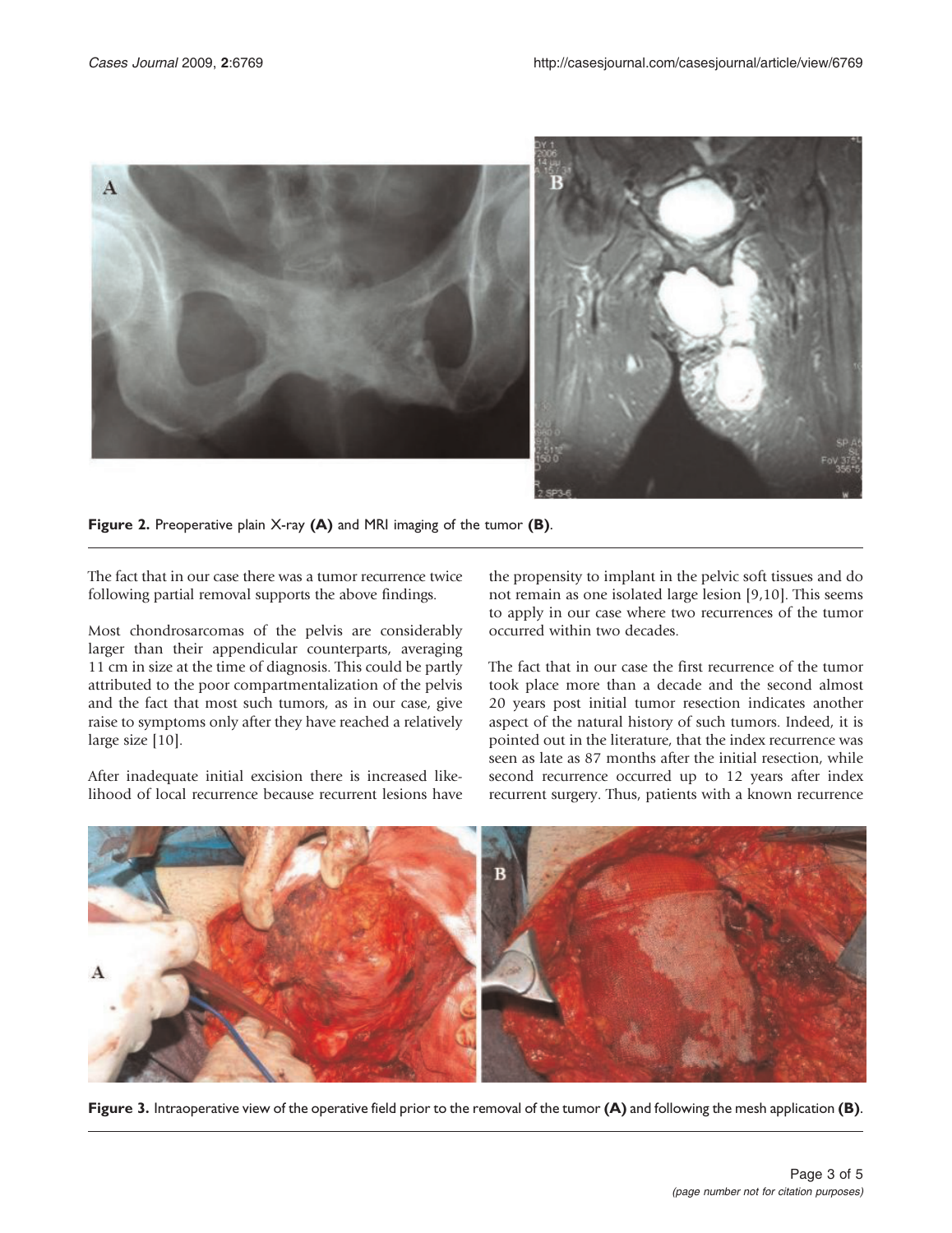**Figure 2.** Preoperative plain X-ray **(A)** and MRI imaging of the tumor **(B)**.

The fact that in our case there was a tumor recurrence twice following partial removal supports the above findings.

Most chondrosarcomas of the pelvis are considerably larger than their appendicular counterparts, averaging 11 cm in size at the time of diagnosis. This could be partly attributed to the poor compartmentalization of the pelvis and the fact that most such tumors, as in our case, give raise to symptoms only after they have reached a relatively large size [10].

After inadequate initial excision there is increased likelihood of local recurrence because recurrent lesions have the propensity to implant in the pelvic soft tissues and do not remain as one isolated large lesion [9,10]. This seems to apply in our case where two recurrences of the tumor occurred within two decades.

The fact that in our case the first recurrence of the tumor took place more than a decade and the second almost 20 years post initial tumor resection indicates another aspect of the natural history of such tumors. Indeed, it is pointed out in the literature, that the index recurrence was seen as late as 87 months after the initial resection, while second recurrence occurred up to 12 years after index recurrent surgery. Thus, patients with a known recurrence

**Figure 3.** Intraoperative view of the operative field prior to the removal of the tumor **(A)** and following the mesh application **(B)**.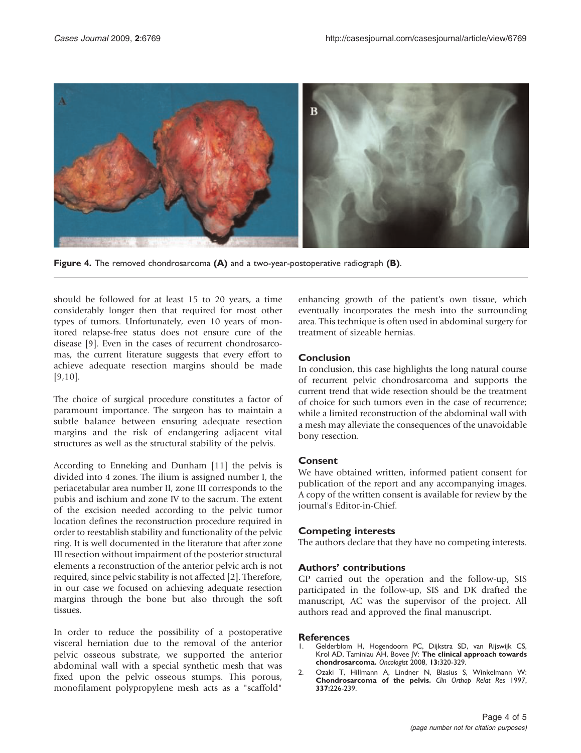Figure 4. The removed chondrosarcoma **(A)** and a two-year-postoperative radiograph **(B)**.

should be followed for at least 15 to 20 years, a time considerably longer then that required for most other types of tumors. Unfortunately, even 10 years of monitored relapse-free status does not ensure cure of the disease [9]. Even in the cases of recurrent chondrosarcomas, the current literature suggests that every effort to achieve adequate resection margins should be made [9,10].

The choice of surgical procedure constitutes a factor of paramount importance. The surgeon has to maintain a subtle balance between ensuring adequate resection margins and the risk of endangering adjacent vital structures as well as the structural stability of the pelvis.

According to Enneking and Dunham [11] the pelvis is divided into 4 zones. The ilium is assigned number I, the periacetabular area number II, zone III corresponds to the pubis and ischium and zone IV to the sacrum. The extent of the excision needed according to the pelvic tumor location defines the reconstruction procedure required in order to reestablish stability and functionality of the pelvic ring. It is well documented in the literature that after zone III resection without impairment of the posterior structural elements a reconstruction of the anterior pelvic arch is not required, since pelvic stability is not affected [2]. Therefore, in our case we focused on achieving adequate resection margins through the bone but also through the soft tissues.

In order to reduce the possibility of a postoperative visceral herniation due to the removal of the anterior pelvic osseous substrate, we supported the anterior abdominal wall with a special synthetic mesh that was fixed upon the pelvic osseous stumps. This porous, monofilament polypropylene mesh acts as a "scaffold" enhancing growth of the patient's own tissue, which eventually incorporates the mesh into the surrounding area. This technique is often used in abdominal surgery for treatment of sizeable hernias.

## Conclusion

In conclusion, this case highlights the long natural course of recurrent pelvic chondrosarcoma and supports the current trend that wide resection should be the treatment of choice for such tumors even in the case of recurrence; while a limited reconstruction of the abdominal wall with a mesh may alleviate the consequences of the unavoidable bony resection.

## Consent

We have obtained written, informed patient consent for publication of the report and any accompanying images. A copy of the written consent is available for review by the journal's Editor-in-Chief.

## Competing interests

The authors declare that they have no competing interests.

## Authors' contributions

GP carried out the operation and the follow-up, SIS participated in the follow-up, SIS and DK drafted the manuscript, AC was the supervisor of the project. All authors read and approved the final manuscript.

## References

1. Gelderblom H, Hogendoorn PC, Dijkstra SD, van Rijswijk CS, Krol AD, Taminiau AH, Bovee JV: **The clinical approach towards chondrosarcoma.** *Oncologist* 2008, **13:**320-329.
2. Ozaki T, Hillmann A, Lindner N, Blasius S, Winkelmann W: **Chondrosarcoma of the pelvis.** *Clin Orthop Relat Res* 1997, **337:**226-239.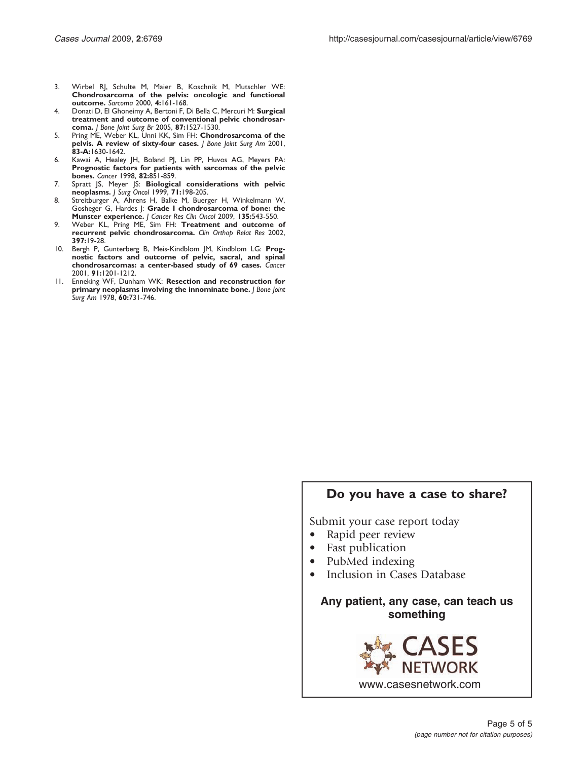3. Wirbel RJ, Schulte M, Maier B, Koschnik M, Mutschler WE: **Chondrosarcoma of the pelvis: oncologic and functional outcome.** *Sarcoma* 2000, **4:**161-168.
4. Donati D, El Ghoneimy A, Bertoni F, Di Bella C, Mercuri M: **Surgical treatment and outcome of conventional pelvic chondrosarcoma.** *J Bone Joint Surg Br* 2005, **87:**1527-1530.
5. Pring ME, Weber KL, Unni KK, Sim FH: **Chondrosarcoma of the pelvis. A review of sixty-four cases.** *J Bone Joint Surg Am* 2001, **83-A:**1630-1642.
6. Kawai A, Healey JH, Boland PJ, Lin PP, Huvos AG, Meyers PA: **Prognostic factors for patients with sarcomas of the pelvic bones.** *Cancer* 1998, **82:**851-859.
7. Spratt JS, Meyer JS: **Biological considerations with pelvic neoplasms.** *J Surg Oncol* 1999, **71:**198-205.
8. Streitburger A, Ahrens H, Balke M, Buerger H, Winkelmann W, Gosheger G, Hardes J: **Grade I chondrosarcoma of bone: the Munster experience.** *J Cancer Res Clin Oncol* 2009, **135:**543-550.
9. Weber KL, Pring ME, Sim FH: **Treatment and outcome of recurrent pelvic chondrosarcoma.** *Clin Orthop Relat Res* 2002, **397:**19-28.
10. Bergh P, Gunterberg B, Meis-Kindblom JM, Kindblom LG: **Prognostic factors and outcome of pelvic, sacral, and spinal chondrosarcomas: a center-based study of 69 cases.** *Cancer* 2001, **91:**1201-1212.
11. Enneking WF, Dunham WK: **Resection and reconstruction for primary neoplasms involving the innominate bone.** *J Bone Joint Surg Am* 1978, **60:**731-746.

**Do you have a case to share?**

Submit your case report today

- Rapid peer review
- Fast publication
- PubMed indexing
- Inclusion in Cases Database

**Any patient, any case, can teach us something**

CASES NETWORK

www.casesnetwork.com